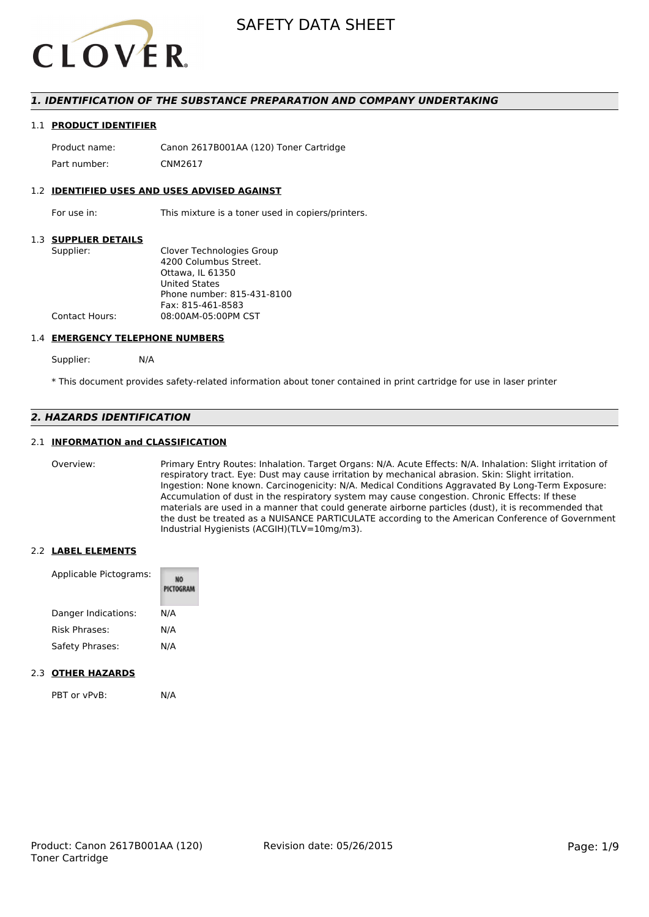# SAFETY DATA SHEET

## 1. IDENTIFICATION OF THE SUBSTANCE PREPARATION AND COMPANY UNDERTAKING

### 1.1 PRODUCT IDENTIFIER

| | |
|---|---|
| Product name: | Canon 2617B001AA (120) Toner Cartridge |
| Part number: | CNM2617 |

### 1.2 IDENTIFIED USES AND USES ADVISED AGAINST

| | |
|---|---|
| For use in: | This mixture is a toner used in copiers/printers. |

### 1.3 SUPPLIER DETAILS

| | |
|---|---|
| Supplier: | Clover Technologies Group<br>4200 Columbus Street.<br>Ottawa, IL 61350<br>United States<br>Phone number: 815-431-8100<br>Fax: 815-461-8583 |
| Contact Hours: | 08:00AM-05:00PM CST |

### 1.4 EMERGENCY TELEPHONE NUMBERS

| | |
|---|---|
| Supplier: | N/A |

* This document provides safety-related information about toner contained in print cartridge for use in laser printer

## 2. HAZARDS IDENTIFICATION

### 2.1 INFORMATION and CLASSIFICATION

Overview: Primary Entry Routes: Inhalation. Target Organs: N/A. Acute Effects: N/A. Inhalation: Slight irritation of respiratory tract. Eye: Dust may cause irritation by mechanical abrasion. Skin: Slight irritation. Ingestion: None known. Carcinogenicity: N/A. Medical Conditions Aggravated By Long-Term Exposure: Accumulation of dust in the respiratory system may cause congestion. Chronic Effects: If these materials are used in a manner that could generate airborne particles (dust), it is recommended that the dust be treated as a NUISANCE PARTICULATE according to the American Conference of Government Industrial Hygienists (ACGIH)(TLV=10mg/m3).

### 2.2 LABEL ELEMENTS

| | |
|---|---|
| Applicable Pictograms: | NO PICTOGRAM |
| Danger Indications: | N/A |
| Risk Phrases: | N/A |
| Safety Phrases: | N/A |

### 2.3 OTHER HAZARDS

| | |
|---|---|
| PBT or vPvB: | N/A |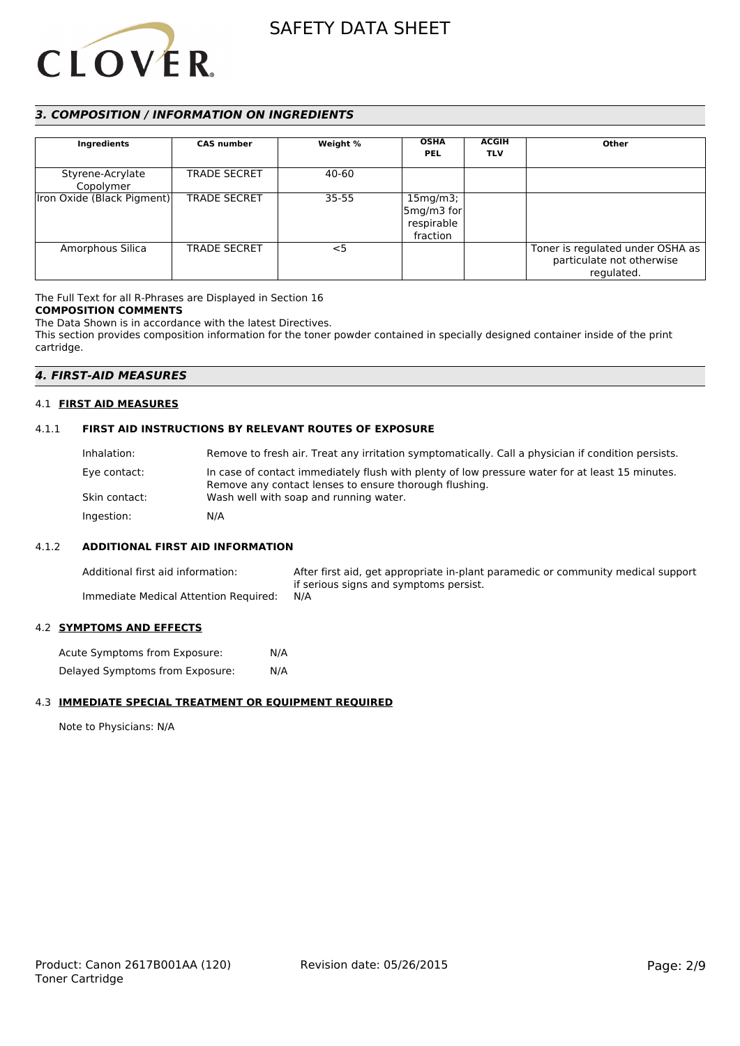## 3. COMPOSITION / INFORMATION ON INGREDIENTS

| Ingredients | CAS number | Weight % | OSHA PEL | ACGIH TLV | Other |
|---|---|---|---|---|---|
| Styrene-Acrylate Copolymer | TRADE SECRET | 40-60 | | | |
| Iron Oxide (Black Pigment) | TRADE SECRET | 35-55 | 15mg/m3; 5mg/m3 for respirable fraction | | |
| Amorphous Silica | TRADE SECRET | <5 | | | Toner is regulated under OSHA as particulate not otherwise regulated. |

The Full Text for all R-Phrases are Displayed in Section 16

**COMPOSITION COMMENTS**

The Data Shown is in accordance with the latest Directives.

This section provides composition information for the toner powder contained in specially designed container inside of the print cartridge.

## 4. FIRST-AID MEASURES

### 4.1 FIRST AID MEASURES

#### 4.1.1 FIRST AID INSTRUCTIONS BY RELEVANT ROUTES OF EXPOSURE

Inhalation: Remove to fresh air. Treat any irritation symptomatically. Call a physician if condition persists.

Eye contact: In case of contact immediately flush with plenty of low pressure water for at least 15 minutes. Remove any contact lenses to ensure thorough flushing.

Skin contact: Wash well with soap and running water.

Ingestion: N/A

#### 4.1.2 ADDITIONAL FIRST AID INFORMATION

Additional first aid information: After first aid, get appropriate in-plant paramedic or community medical support if serious signs and symptoms persist.

Immediate Medical Attention Required: N/A

### 4.2 SYMPTOMS AND EFFECTS

Acute Symptoms from Exposure: N/A

Delayed Symptoms from Exposure: N/A

### 4.3 IMMEDIATE SPECIAL TREATMENT OR EQUIPMENT REQUIRED

Note to Physicians: N/A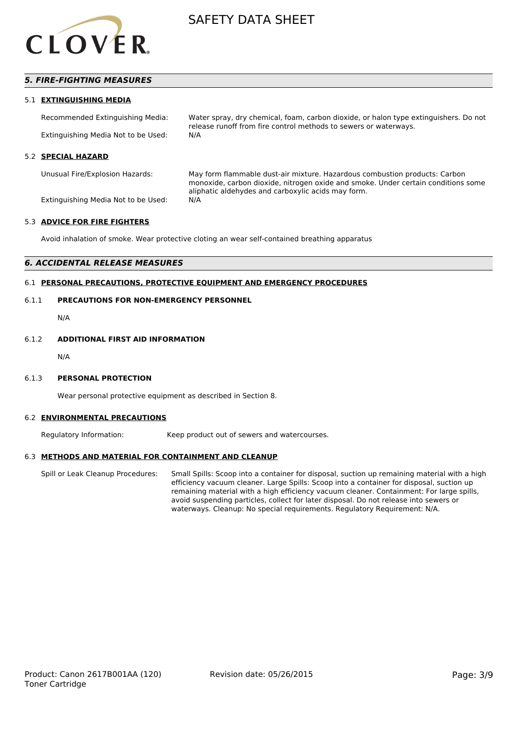## *5. FIRE-FIGHTING MEASURES*

### 5.1 EXTINGUISHING MEDIA

Recommended Extinguishing Media: Water spray, dry chemical, foam, carbon dioxide, or halon type extinguishers. Do not release runoff from fire control methods to sewers or waterways.

Extinguishing Media Not to be Used: N/A

### 5.2 SPECIAL HAZARD

Unusual Fire/Explosion Hazards: May form flammable dust-air mixture. Hazardous combustion products: Carbon monoxide, carbon dioxide, nitrogen oxide and smoke. Under certain conditions some aliphatic aldehydes and carboxylic acids may form.

Extinguishing Media Not to be Used: N/A

### 5.3 ADVICE FOR FIRE FIGHTERS

Avoid inhalation of smoke. Wear protective cloting an wear self-contained breathing apparatus

## *6. ACCIDENTAL RELEASE MEASURES*

### 6.1 PERSONAL PRECAUTIONS, PROTECTIVE EQUIPMENT AND EMERGENCY PROCEDURES

#### 6.1.1 PRECAUTIONS FOR NON-EMERGENCY PERSONNEL

N/A

#### 6.1.2 ADDITIONAL FIRST AID INFORMATION

N/A

#### 6.1.3 PERSONAL PROTECTION

Wear personal protective equipment as described in Section 8.

### 6.2 ENVIRONMENTAL PRECAUTIONS

Regulatory Information: Keep product out of sewers and watercourses.

### 6.3 METHODS AND MATERIAL FOR CONTAINMENT AND CLEANUP

Spill or Leak Cleanup Procedures: Small Spills: Scoop into a container for disposal, suction up remaining material with a high efficiency vacuum cleaner. Large Spills: Scoop into a container for disposal, suction up remaining material with a high efficiency vacuum cleaner. Containment: For large spills, avoid suspending particles, collect for later disposal. Do not release into sewers or waterways. Cleanup: No special requirements. Regulatory Requirement: N/A.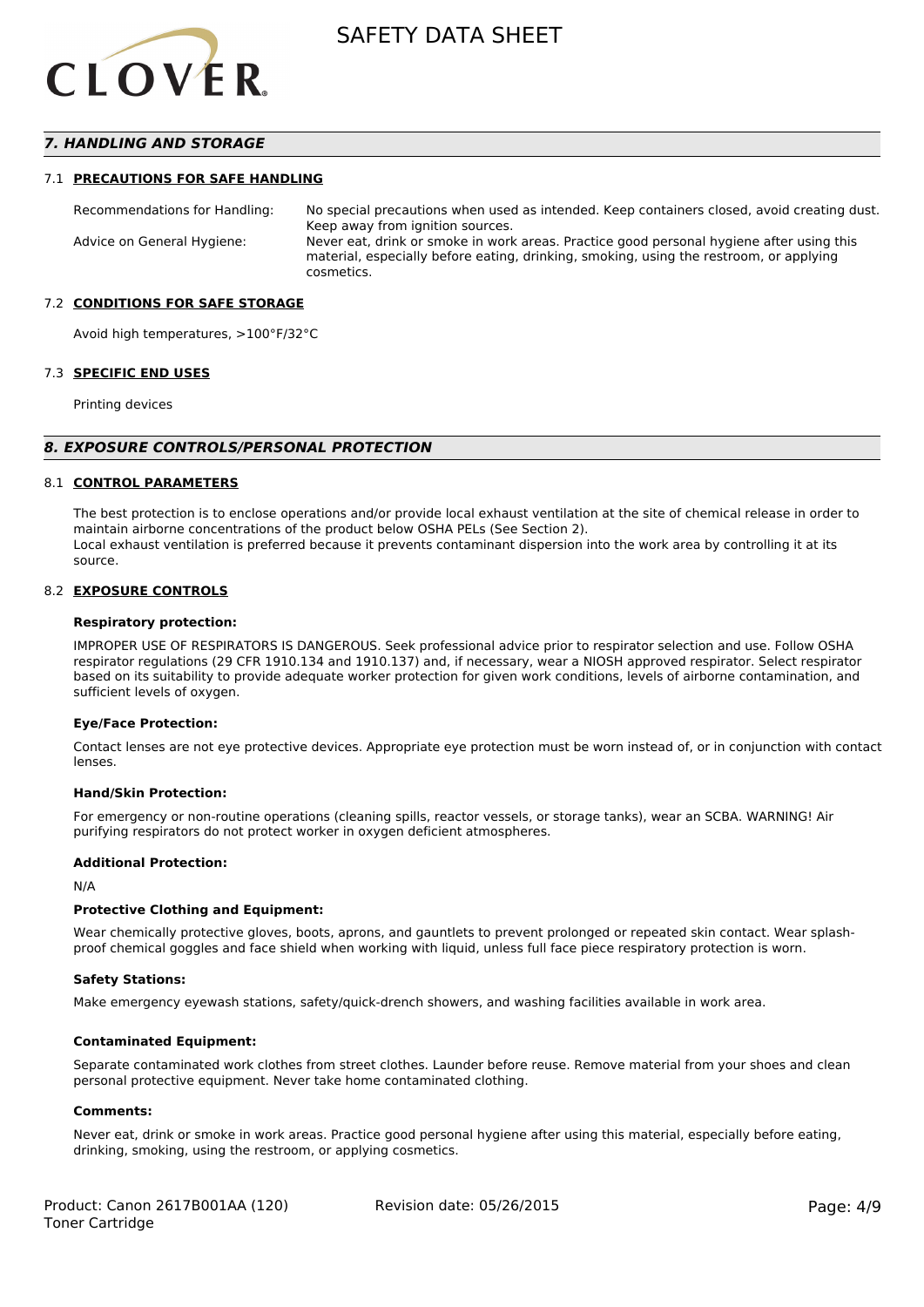## 7. HANDLING AND STORAGE

### 7.1 PRECAUTIONS FOR SAFE HANDLING

Recommendations for Handling: No special precautions when used as intended. Keep containers closed, avoid creating dust. Keep away from ignition sources.

Advice on General Hygiene: Never eat, drink or smoke in work areas. Practice good personal hygiene after using this material, especially before eating, drinking, smoking, using the restroom, or applying cosmetics.

### 7.2 CONDITIONS FOR SAFE STORAGE

Avoid high temperatures, >100°F/32°C

### 7.3 SPECIFIC END USES

Printing devices

## 8. EXPOSURE CONTROLS/PERSONAL PROTECTION

### 8.1 CONTROL PARAMETERS

The best protection is to enclose operations and/or provide local exhaust ventilation at the site of chemical release in order to maintain airborne concentrations of the product below OSHA PELs (See Section 2).
Local exhaust ventilation is preferred because it prevents contaminant dispersion into the work area by controlling it at its source.

### 8.2 EXPOSURE CONTROLS

**Respiratory protection:**

IMPROPER USE OF RESPIRATORS IS DANGEROUS. Seek professional advice prior to respirator selection and use. Follow OSHA respirator regulations (29 CFR 1910.134 and 1910.137) and, if necessary, wear a NIOSH approved respirator. Select respirator based on its suitability to provide adequate worker protection for given work conditions, levels of airborne contamination, and sufficient levels of oxygen.

**Eye/Face Protection:**

Contact lenses are not eye protective devices. Appropriate eye protection must be worn instead of, or in conjunction with contact lenses.

**Hand/Skin Protection:**

For emergency or non-routine operations (cleaning spills, reactor vessels, or storage tanks), wear an SCBA. WARNING! Air purifying respirators do not protect worker in oxygen deficient atmospheres.

**Additional Protection:**

N/A

**Protective Clothing and Equipment:**

Wear chemically protective gloves, boots, aprons, and gauntlets to prevent prolonged or repeated skin contact. Wear splash-proof chemical goggles and face shield when working with liquid, unless full face piece respiratory protection is worn.

**Safety Stations:**

Make emergency eyewash stations, safety/quick-drench showers, and washing facilities available in work area.

**Contaminated Equipment:**

Separate contaminated work clothes from street clothes. Launder before reuse. Remove material from your shoes and clean personal protective equipment. Never take home contaminated clothing.

**Comments:**

Never eat, drink or smoke in work areas. Practice good personal hygiene after using this material, especially before eating, drinking, smoking, using the restroom, or applying cosmetics.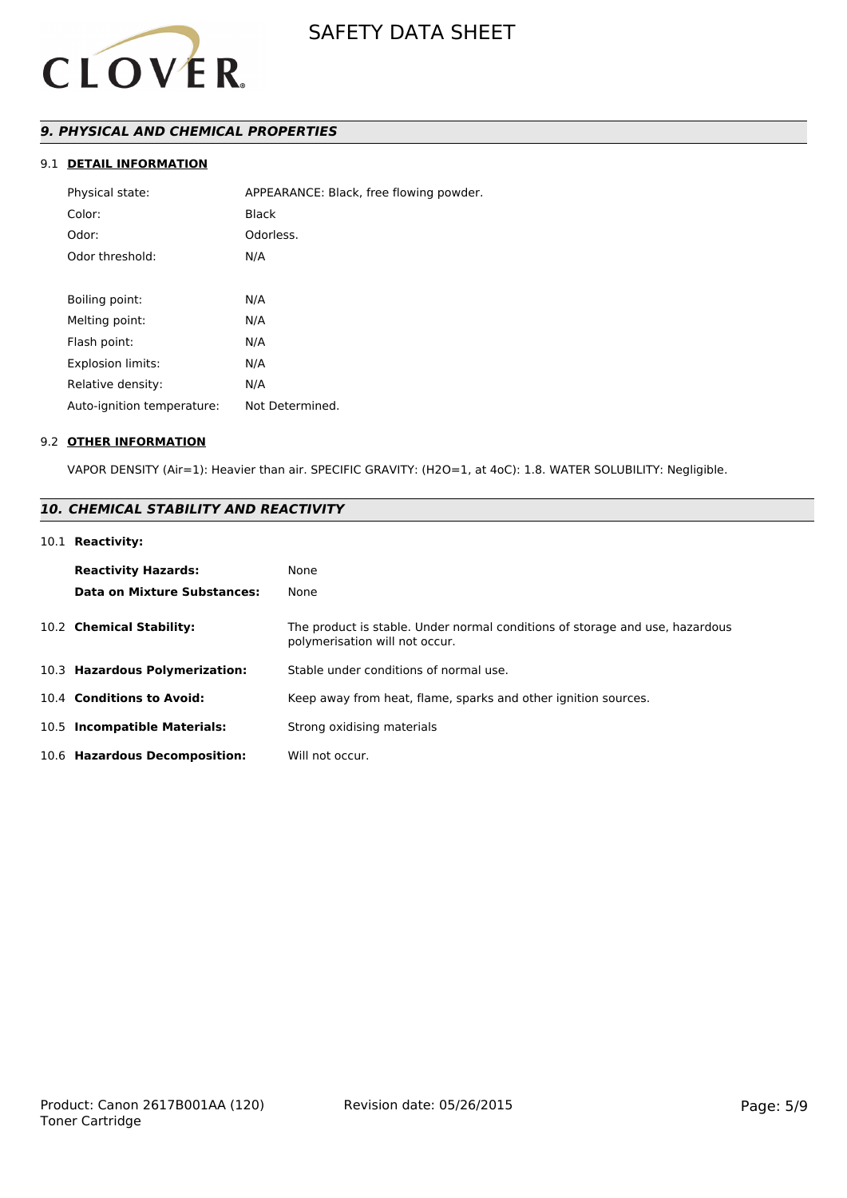## *9. PHYSICAL AND CHEMICAL PROPERTIES*

### 9.1 DETAIL INFORMATION

| | |
|---|---|
| Physical state: | APPEARANCE: Black, free flowing powder. |
| Color: | Black |
| Odor: | Odorless. |
| Odor threshold: | N/A |
| Boiling point: | N/A |
| Melting point: | N/A |
| Flash point: | N/A |
| Explosion limits: | N/A |
| Relative density: | N/A |
| Auto-ignition temperature: | Not Determined. |

### 9.2 OTHER INFORMATION

VAPOR DENSITY (Air=1): Heavier than air. SPECIFIC GRAVITY: (H2O=1, at 4oC): 1.8. WATER SOLUBILITY: Negligible.

## *10. CHEMICAL STABILITY AND REACTIVITY*

### 10.1 Reactivity:

| | |
|---|---|
| **Reactivity Hazards:** | None |
| **Data on Mixture Substances:** | None |

**10.2 Chemical Stability:** The product is stable. Under normal conditions of storage and use, hazardous polymerisation will not occur.

**10.3 Hazardous Polymerization:** Stable under conditions of normal use.

**10.4 Conditions to Avoid:** Keep away from heat, flame, sparks and other ignition sources.

**10.5 Incompatible Materials:** Strong oxidising materials

**10.6 Hazardous Decomposition:** Will not occur.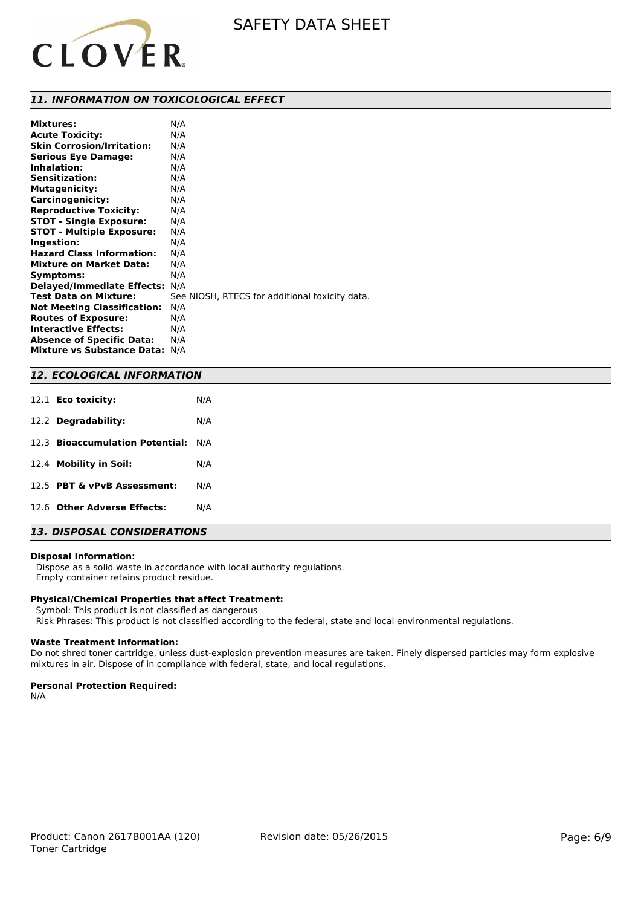## 11. INFORMATION ON TOXICOLOGICAL EFFECT

| | |
|---|---|
| **Mixtures:** | N/A |
| **Acute Toxicity:** | N/A |
| **Skin Corrosion/Irritation:** | N/A |
| **Serious Eye Damage:** | N/A |
| **Inhalation:** | N/A |
| **Sensitization:** | N/A |
| **Mutagenicity:** | N/A |
| **Carcinogenicity:** | N/A |
| **Reproductive Toxicity:** | N/A |
| **STOT - Single Exposure:** | N/A |
| **STOT - Multiple Exposure:** | N/A |
| **Ingestion:** | N/A |
| **Hazard Class Information:** | N/A |
| **Mixture on Market Data:** | N/A |
| **Symptoms:** | N/A |
| **Delayed/Immediate Effects:** | N/A |
| **Test Data on Mixture:** | See NIOSH, RTECS for additional toxicity data. |
| **Not Meeting Classification:** | N/A |
| **Routes of Exposure:** | N/A |
| **Interactive Effects:** | N/A |
| **Absence of Specific Data:** | N/A |
| **Mixture vs Substance Data:** | N/A |

## 12. ECOLOGICAL INFORMATION

| | |
|---|---|
| 12.1 **Eco toxicity:** | N/A |
| 12.2 **Degradability:** | N/A |
| 12.3 **Bioaccumulation Potential:** | N/A |
| 12.4 **Mobility in Soil:** | N/A |
| 12.5 **PBT & vPvB Assessment:** | N/A |
| 12.6 **Other Adverse Effects:** | N/A |

## 13. DISPOSAL CONSIDERATIONS

**Disposal Information:**

Dispose as a solid waste in accordance with local authority regulations.
Empty container retains product residue.

**Physical/Chemical Properties that affect Treatment:**

Symbol: This product is not classified as dangerous
Risk Phrases: This product is not classified according to the federal, state and local environmental regulations.

**Waste Treatment Information:**

Do not shred toner cartridge, unless dust-explosion prevention measures are taken. Finely dispersed particles may form explosive mixtures in air. Dispose of in compliance with federal, state, and local regulations.

**Personal Protection Required:**

N/A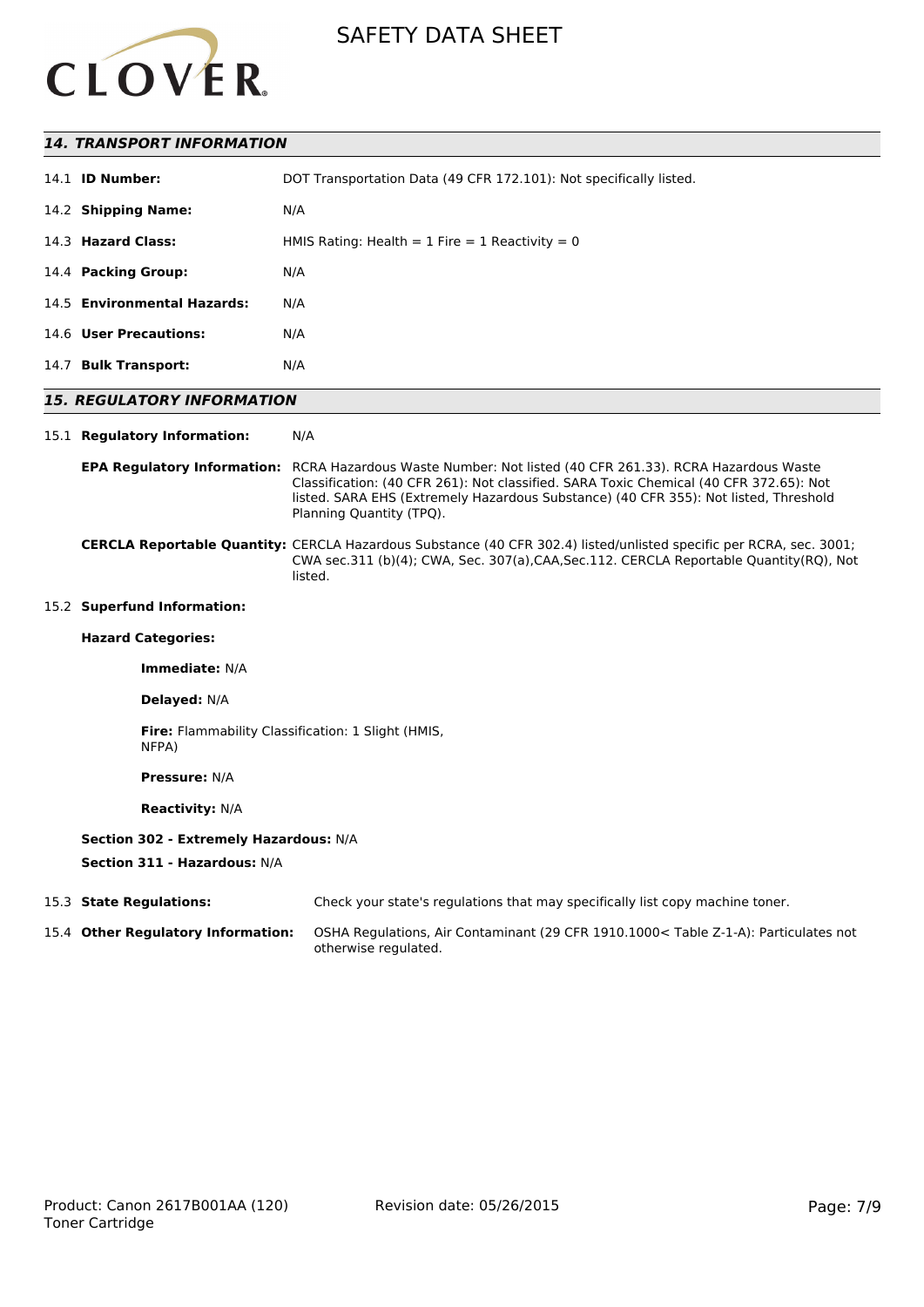## 14. TRANSPORT INFORMATION

14.1 **ID Number:** DOT Transportation Data (49 CFR 172.101): Not specifically listed.

14.2 **Shipping Name:** N/A

14.3 **Hazard Class:** HMIS Rating: Health = 1 Fire = 1 Reactivity = 0

14.4 **Packing Group:** N/A

14.5 **Environmental Hazards:** N/A

14.6 **User Precautions:** N/A

14.7 **Bulk Transport:** N/A

## 15. REGULATORY INFORMATION

15.1 **Regulatory Information:** N/A

**EPA Regulatory Information:** RCRA Hazardous Waste Number: Not listed (40 CFR 261.33). RCRA Hazardous Waste Classification: (40 CFR 261): Not classified. SARA Toxic Chemical (40 CFR 372.65): Not listed. SARA EHS (Extremely Hazardous Substance) (40 CFR 355): Not listed, Threshold Planning Quantity (TPQ).

**CERCLA Reportable Quantity:** CERCLA Hazardous Substance (40 CFR 302.4) listed/unlisted specific per RCRA, sec. 3001; CWA sec.311 (b)(4); CWA, Sec. 307(a),CAA,Sec.112. CERCLA Reportable Quantity(RQ), Not listed.

15.2 **Superfund Information:**

**Hazard Categories:**

**Immediate:** N/A

**Delayed:** N/A

**Fire:** Flammability Classification: 1 Slight (HMIS, NFPA)

**Pressure:** N/A

**Reactivity:** N/A

**Section 302 - Extremely Hazardous:** N/A

**Section 311 - Hazardous:** N/A

15.3 **State Regulations:** Check your state's regulations that may specifically list copy machine toner.

15.4 **Other Regulatory Information:** OSHA Regulations, Air Contaminant (29 CFR 1910.1000< Table Z-1-A): Particulates not otherwise regulated.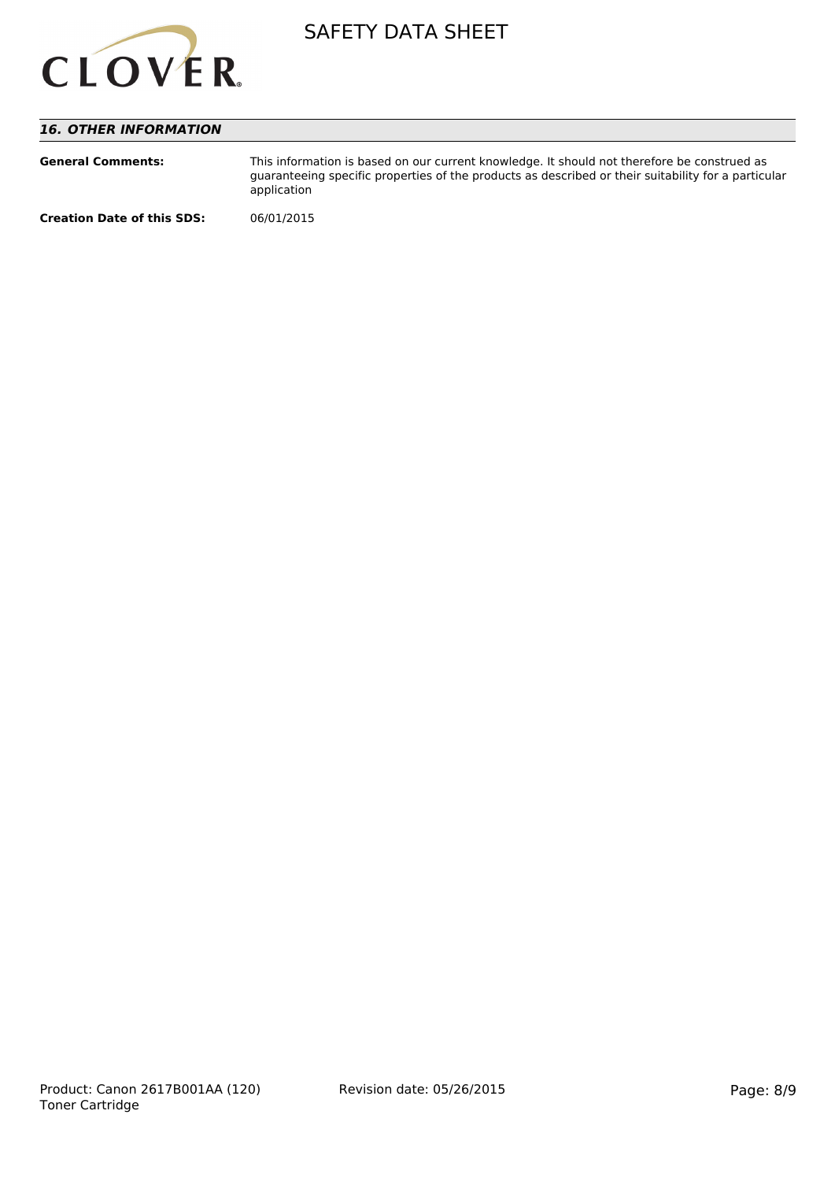## *16. OTHER INFORMATION*

**General Comments:** This information is based on our current knowledge. It should not therefore be construed as guaranteeing specific properties of the products as described or their suitability for a particular application

**Creation Date of this SDS:** 06/01/2015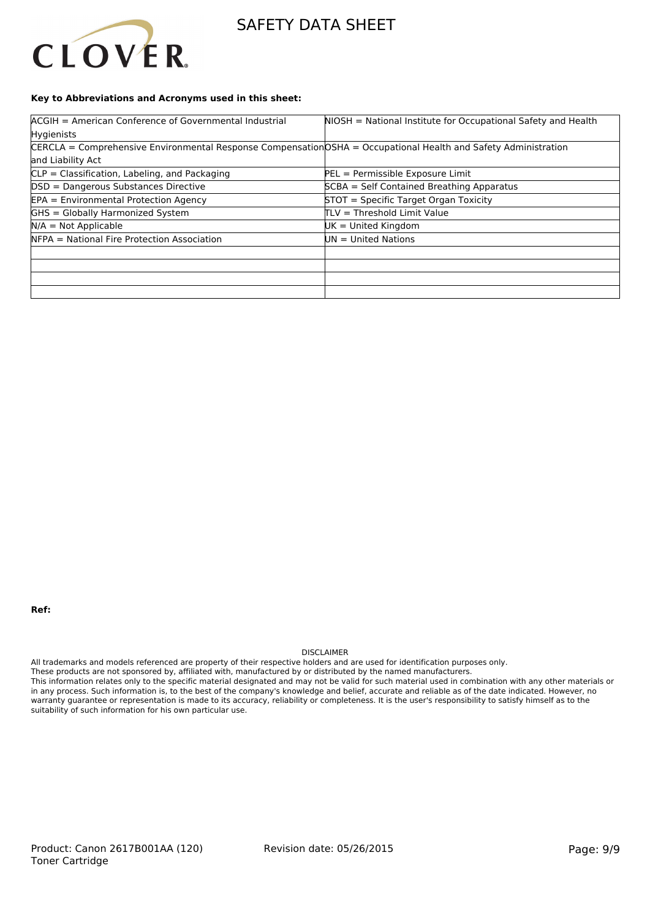**Key to Abbreviations and Acronyms used in this sheet:**

| | |
|---|---|
| ACGIH = American Conference of Governmental Industrial Hygienists | NIOSH = National Institute for Occupational Safety and Health |
| CERCLA = Comprehensive Environmental Response Compensation and Liability Act | OSHA = Occupational Health and Safety Administration |
| CLP = Classification, Labeling, and Packaging | PEL = Permissible Exposure Limit |
| DSD = Dangerous Substances Directive | SCBA = Self Contained Breathing Apparatus |
| EPA = Environmental Protection Agency | STOT = Specific Target Organ Toxicity |
| GHS = Globally Harmonized System | TLV = Threshold Limit Value |
| N/A = Not Applicable | UK = United Kingdom |
| NFPA = National Fire Protection Association | UN = United Nations |
| | |
| | |
| | |
| | |

**Ref:**

DISCLAIMER

All trademarks and models referenced are property of their respective holders and are used for identification purposes only.
These products are not sponsored by, affiliated with, manufactured by or distributed by the named manufacturers.
This information relates only to the specific material designated and may not be valid for such material used in combination with any other materials or in any process. Such information is, to the best of the company's knowledge and belief, accurate and reliable as of the date indicated. However, no warranty guarantee or representation is made to its accuracy, reliability or completeness. It is the user's responsibility to satisfy himself as to the suitability of such information for his own particular use.